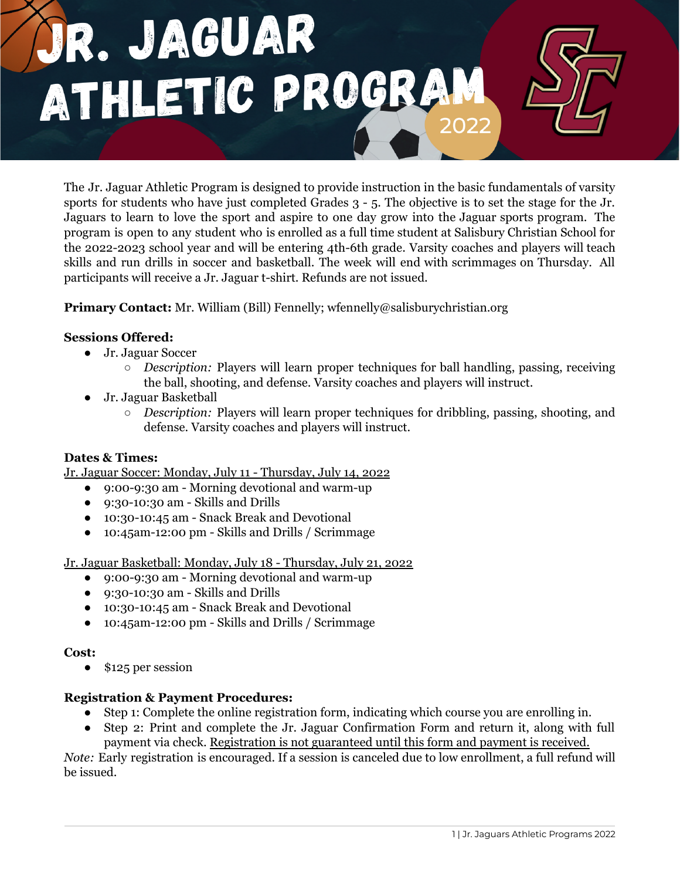# Jr. Jaguar Athletic Program 2022

The Jr. Jaguar Athletic Program is designed to provide instruction in the basic fundamentals of varsity sports for students who have just completed Grades 3 - 5. The objective is to set the stage for the Jr. Jaguars to learn to love the sport and aspire to one day grow into the Jaguar sports program. The program is open to any student who is enrolled as a full time student at Salisbury Christian School for the 2022-2023 school year and will be entering 4th-6th grade. Varsity coaches and players will teach skills and run drills in soccer and basketball. The week will end with scrimmages on Thursday. All participants will receive a Jr. Jaguar t-shirt. Refunds are not issued.

**Primary Contact:** Mr. William (Bill) Fennelly; wfennelly@salisburychristian.org

**Sessions Offered:**

- Jr. Jaguar Soccer
  - *Description:* Players will learn proper techniques for ball handling, passing, receiving the ball, shooting, and defense. Varsity coaches and players will instruct.
- Jr. Jaguar Basketball
  - *Description:* Players will learn proper techniques for dribbling, passing, shooting, and defense. Varsity coaches and players will instruct.

**Dates & Times:**

<u>Jr. Jaguar Soccer: Monday, July 11 - Thursday, July 14, 2022</u>

- 9:00-9:30 am - Morning devotional and warm-up
- 9:30-10:30 am - Skills and Drills
- 10:30-10:45 am - Snack Break and Devotional
- 10:45am-12:00 pm - Skills and Drills / Scrimmage

<u>Jr. Jaguar Basketball: Monday, July 18 - Thursday, July 21, 2022</u>

- 9:00-9:30 am - Morning devotional and warm-up
- 9:30-10:30 am - Skills and Drills
- 10:30-10:45 am - Snack Break and Devotional
- 10:45am-12:00 pm - Skills and Drills / Scrimmage

**Cost:**

- $125 per session

**Registration & Payment Procedures:**

- Step 1: Complete the online registration form, indicating which course you are enrolling in.
- Step 2: Print and complete the Jr. Jaguar Confirmation Form and return it, along with full payment via check. <u>Registration is not guaranteed until this form and payment is received.</u>

*Note:* Early registration is encouraged. If a session is canceled due to low enrollment, a full refund will be issued.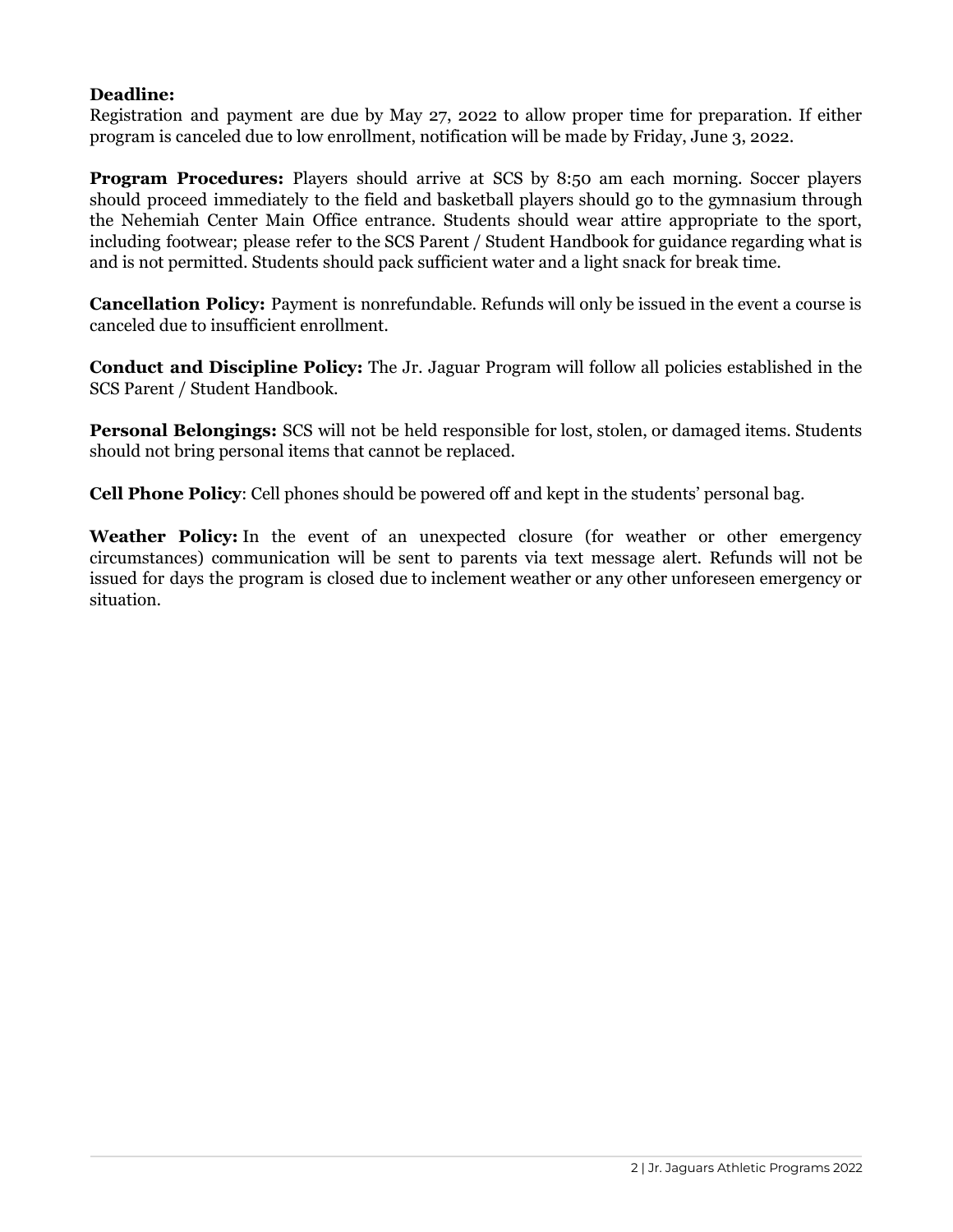**Deadline:**
Registration and payment are due by May 27, 2022 to allow proper time for preparation. If either program is canceled due to low enrollment, notification will be made by Friday, June 3, 2022.

**Program Procedures:** Players should arrive at SCS by 8:50 am each morning. Soccer players should proceed immediately to the field and basketball players should go to the gymnasium through the Nehemiah Center Main Office entrance. Students should wear attire appropriate to the sport, including footwear; please refer to the SCS Parent / Student Handbook for guidance regarding what is and is not permitted. Students should pack sufficient water and a light snack for break time.

**Cancellation Policy:** Payment is nonrefundable. Refunds will only be issued in the event a course is canceled due to insufficient enrollment.

**Conduct and Discipline Policy:** The Jr. Jaguar Program will follow all policies established in the SCS Parent / Student Handbook.

**Personal Belongings:** SCS will not be held responsible for lost, stolen, or damaged items. Students should not bring personal items that cannot be replaced.

**Cell Phone Policy**: Cell phones should be powered off and kept in the students' personal bag.

**Weather Policy:** In the event of an unexpected closure (for weather or other emergency circumstances) communication will be sent to parents via text message alert. Refunds will not be issued for days the program is closed due to inclement weather or any other unforeseen emergency or situation.